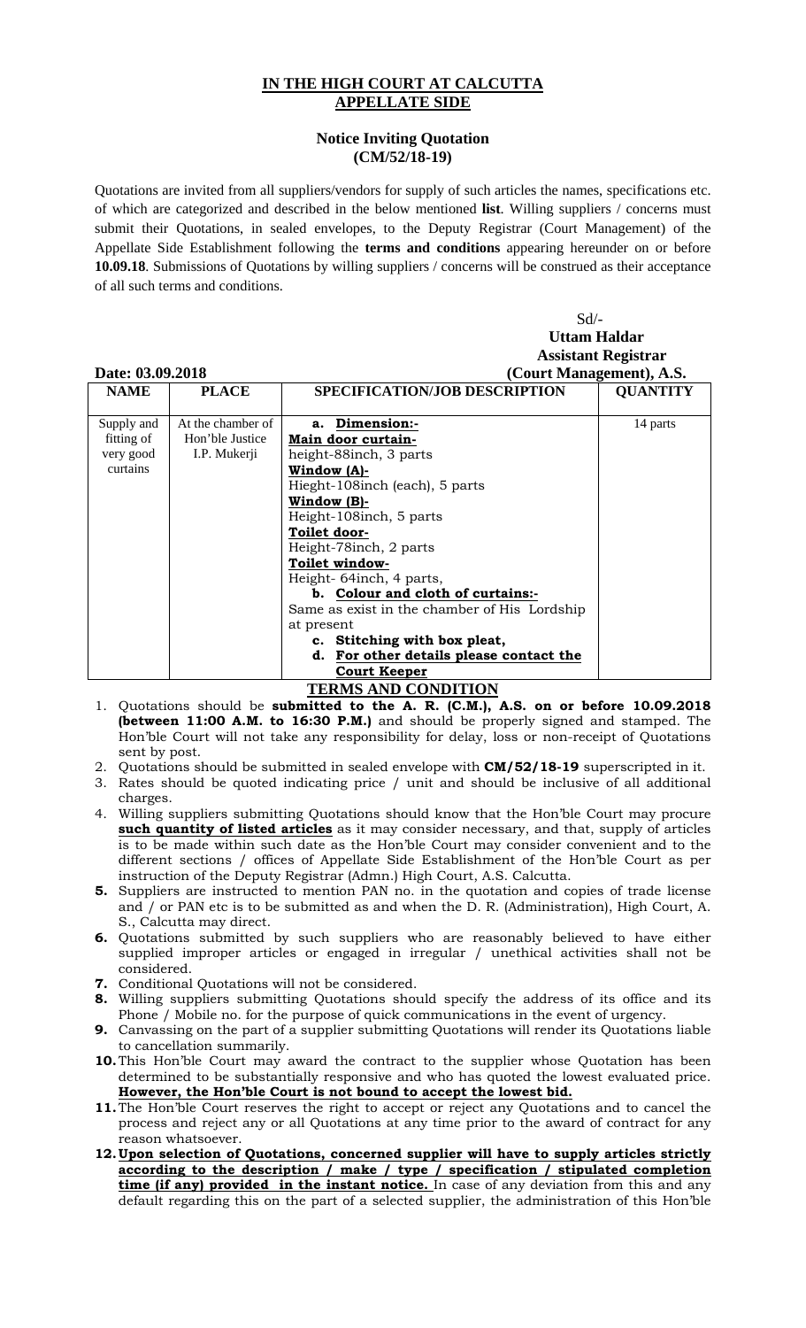## IN THE HIGH COURT AT CALCUTTA
## APPELLATE SIDE

### Notice Inviting Quotation
### (CM/52/18-19)

Quotations are invited from all suppliers/vendors for supply of such articles the names, specifications etc. of which are categorized and described in the below mentioned **list**. Willing suppliers / concerns must submit their Quotations, in sealed envelopes, to the Deputy Registrar (Court Management) of the Appellate Side Establishment following the **terms and conditions** appearing hereunder on or before **10.09.18**. Submissions of Quotations by willing suppliers / concerns will be construed as their acceptance of all such terms and conditions.

Sd/-
**Uttam Haldar**
**Assistant Registrar**
**(Court Management), A.S.**

**Date: 03.09.2018**

| NAME | PLACE | SPECIFICATION/JOB DESCRIPTION | QUANTITY |
|---|---|---|---|
| Supply and fitting of very good curtains | At the chamber of Hon'ble Justice I.P. Mukerji | a. **Dimension:-**<br>**Main door curtain-**<br>height-88inch, 3 parts<br>**Window (A)-**<br>Hieght-108inch (each), 5 parts<br>**Window (B)-**<br>Height-108inch, 5 parts<br>**Toilet door-**<br>Height-78inch, 2 parts<br>**Toilet window-**<br>Height- 64inch, 4 parts,<br>b. **Colour and cloth of curtains:-**<br>Same as exist in the chamber of His Lordship at present<br>c. **Stitching with box pleat,**<br>d. **For other details please contact the Court Keeper** | 14 parts |

### TERMS AND CONDITION

1. Quotations should be **submitted to the A. R. (C.M.), A.S. on or before 10.09.2018 (between 11:00 A.M. to 16:30 P.M.)** and should be properly signed and stamped. The Hon'ble Court will not take any responsibility for delay, loss or non-receipt of Quotations sent by post.
2. Quotations should be submitted in sealed envelope with **CM/52/18-19** superscripted in it.
3. Rates should be quoted indicating price / unit and should be inclusive of all additional charges.
4. Willing suppliers submitting Quotations should know that the Hon'ble Court may procure **such quantity of listed articles** as it may consider necessary, and that, supply of articles is to be made within such date as the Hon'ble Court may consider convenient and to the different sections / offices of Appellate Side Establishment of the Hon'ble Court as per instruction of the Deputy Registrar (Admn.) High Court, A.S. Calcutta.
5. Suppliers are instructed to mention PAN no. in the quotation and copies of trade license and / or PAN etc is to be submitted as and when the D. R. (Administration), High Court, A. S., Calcutta may direct.
6. Quotations submitted by such suppliers who are reasonably believed to have either supplied improper articles or engaged in irregular / unethical activities shall not be considered.
7. Conditional Quotations will not be considered.
8. Willing suppliers submitting Quotations should specify the address of its office and its Phone / Mobile no. for the purpose of quick communications in the event of urgency.
9. Canvassing on the part of a supplier submitting Quotations will render its Quotations liable to cancellation summarily.
10. This Hon'ble Court may award the contract to the supplier whose Quotation has been determined to be substantially responsive and who has quoted the lowest evaluated price. **However, the Hon'ble Court is not bound to accept the lowest bid.**
11. The Hon'ble Court reserves the right to accept or reject any Quotations and to cancel the process and reject any or all Quotations at any time prior to the award of contract for any reason whatsoever.
12. **Upon selection of Quotations, concerned supplier will have to supply articles strictly according to the description / make / type / specification / stipulated completion time (if any) provided in the instant notice.** In case of any deviation from this and any default regarding this on the part of a selected supplier, the administration of this Hon'ble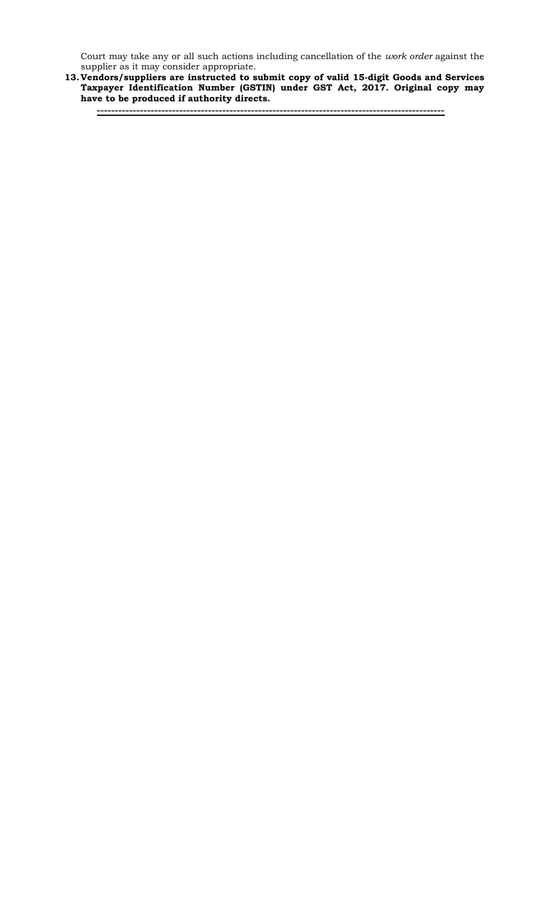Court may take any or all such actions including cancellation of the *work order* against the supplier as it may consider appropriate.

13. **Vendors/suppliers are instructed to submit copy of valid 15-digit Goods and Services Taxpayer Identification Number (GSTIN) under GST Act, 2017. Original copy may have to be produced if authority directs.**

---